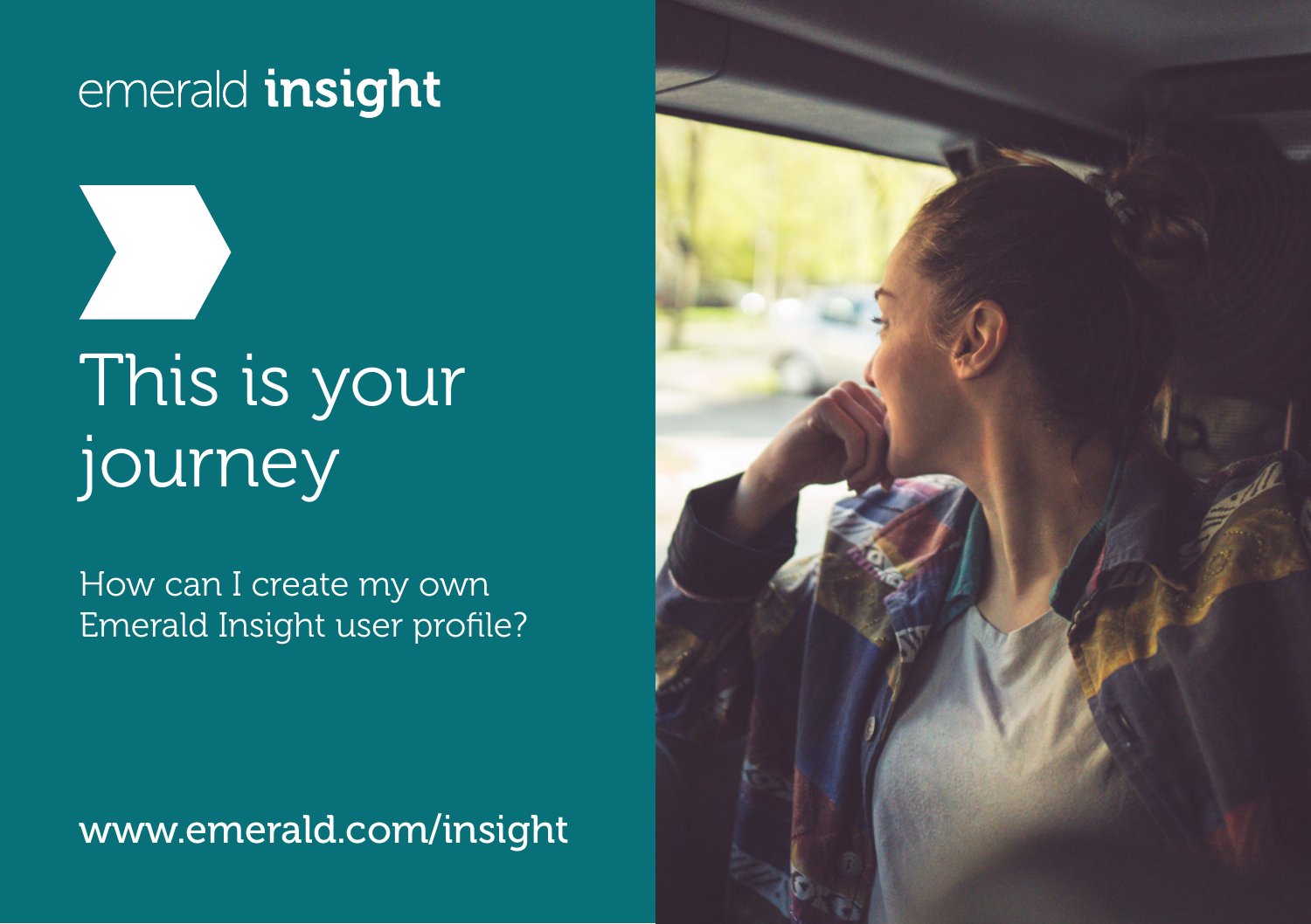emerald **insight**

# This is your journey

How can I create my own Emerald Insight user profile?

www.emerald.com/insight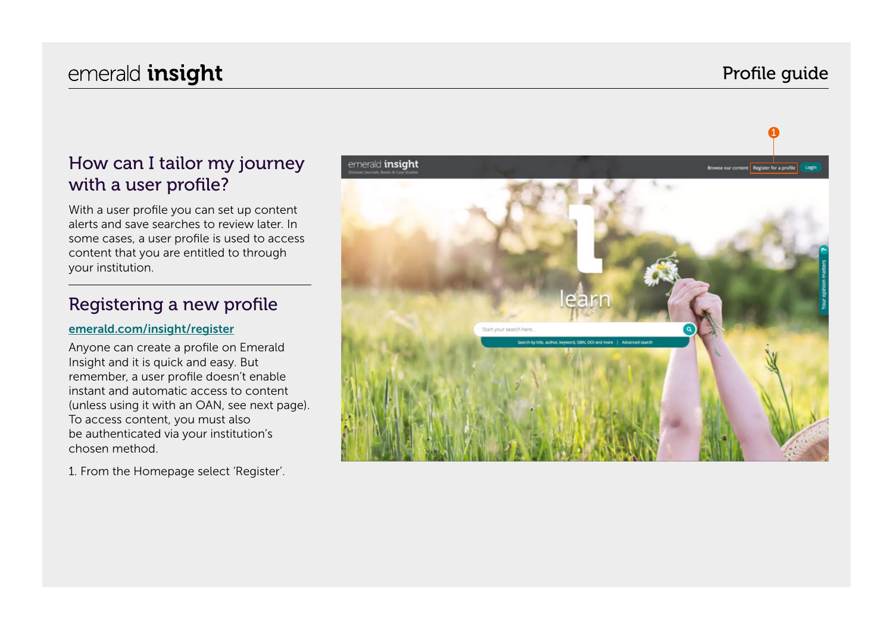## How can I tailor my journey with a user profile?

With a user profile you can set up content alerts and save searches to review later. In some cases, a user profile is used to access content that you are entitled to through your institution.

## Registering a new profile

**emerald.com/insight/register**

Anyone can create a profile on Emerald Insight and it is quick and easy. But remember, a user profile doesn't enable instant and automatic access to content (unless using it with an OAN, see next page). To access content, you must also be authenticated via your institution's chosen method.

1. From the Homepage select 'Register'.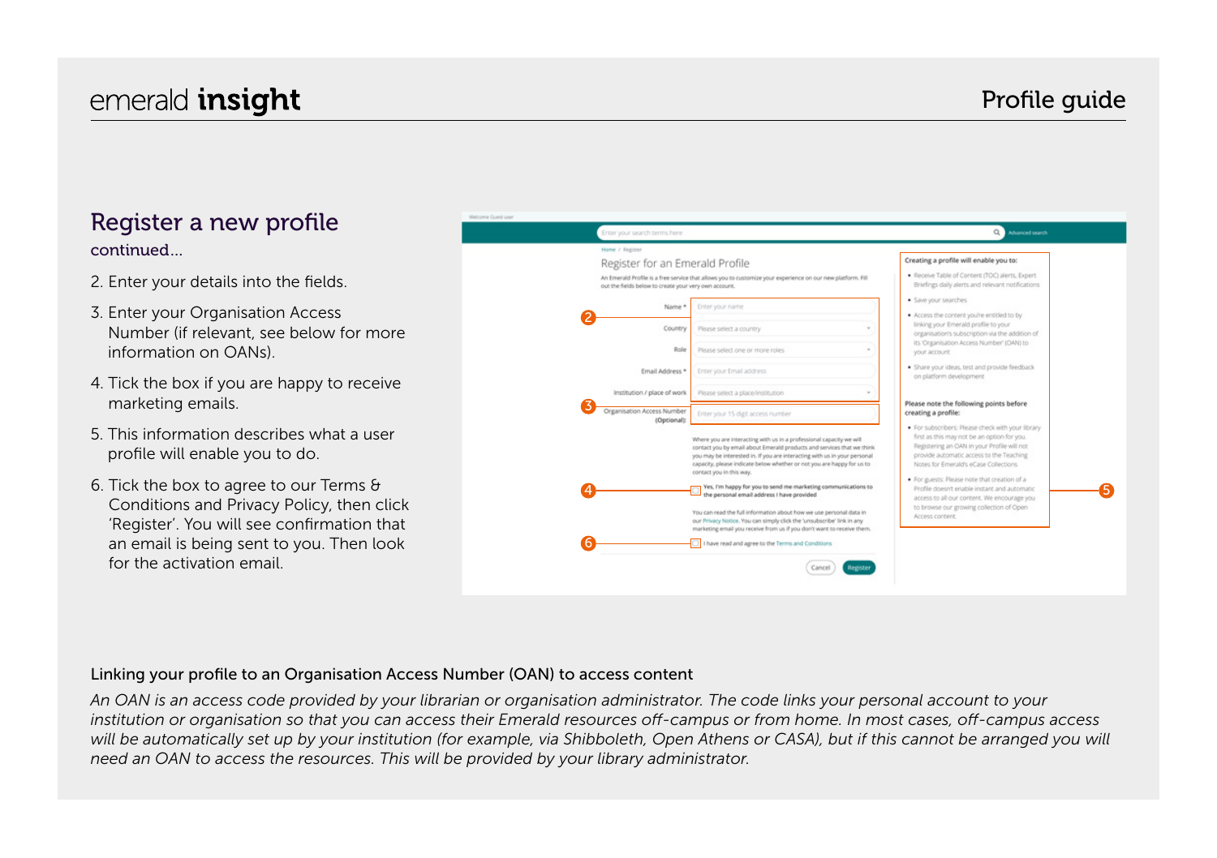## Register a new profile

continued...

2. Enter your details into the fields.
3. Enter your Organisation Access Number (if relevant, see below for more information on OANs).
4. Tick the box if you are happy to receive marketing emails.
5. This information describes what a user profile will enable you to do.
6. Tick the box to agree to our Terms & Conditions and Privacy Policy, then click 'Register'. You will see confirmation that an email is being sent to you. Then look for the activation email.

### Linking your profile to an Organisation Access Number (OAN) to access content

*An OAN is an access code provided by your librarian or organisation administrator. The code links your personal account to your institution or organisation so that you can access their Emerald resources off-campus or from home. In most cases, off-campus access will be automatically set up by your institution (for example, via Shibboleth, Open Athens or CASA), but if this cannot be arranged you will need an OAN to access the resources. This will be provided by your library administrator.*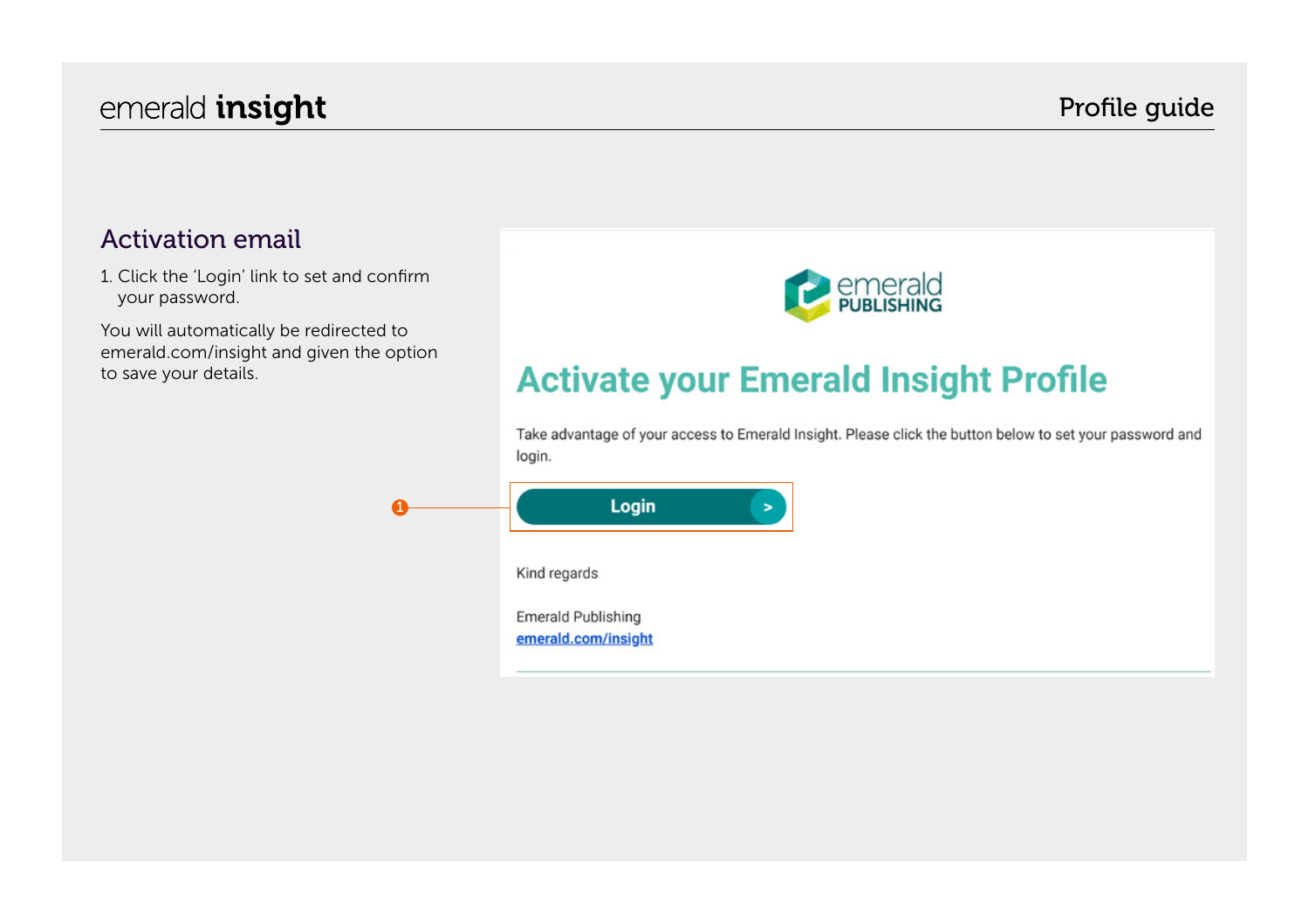## Activation email

1. Click the 'Login' link to set and confirm your password.

You will automatically be redirected to emerald.com/insight and given the option to save your details.

emerald PUBLISHING

# Activate your Emerald Insight Profile

Take advantage of your access to Emerald Insight. Please click the button below to set your password and login.

1 Login >

Kind regards

Emerald Publishing
emerald.com/insight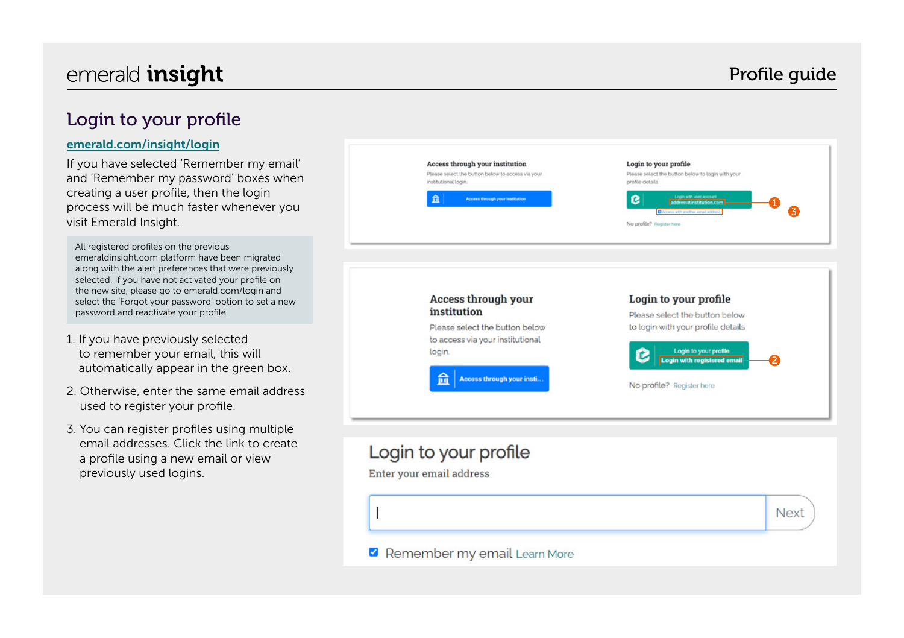## Login to your profile

[emerald.com/insight/login](emerald.com/insight/login)

If you have selected 'Remember my email' and 'Remember my password' boxes when creating a user profile, then the login process will be much faster whenever you visit Emerald Insight.

> All registered profiles on the previous emeraldinsight.com platform have been migrated along with the alert preferences that were previously selected. If you have not activated your profile on the new site, please go to emerald.com/login and select the 'Forgot your password' option to set a new password and reactivate your profile.

1. If you have previously selected to remember your email, this will automatically appear in the green box.
2. Otherwise, enter the same email address used to register your profile.
3. You can register profiles using multiple email addresses. Click the link to create a profile using a new email or view previously used logins.

**Access through your institution**

Please select the button below to access via your institutional login.

Access through your institution

**Login to your profile**

Please select the button below to login with your profile details

Login to your profile
Login with registered email

No profile? Register here

**Login to your profile**

Enter your email address

Next

☑ Remember my email Learn More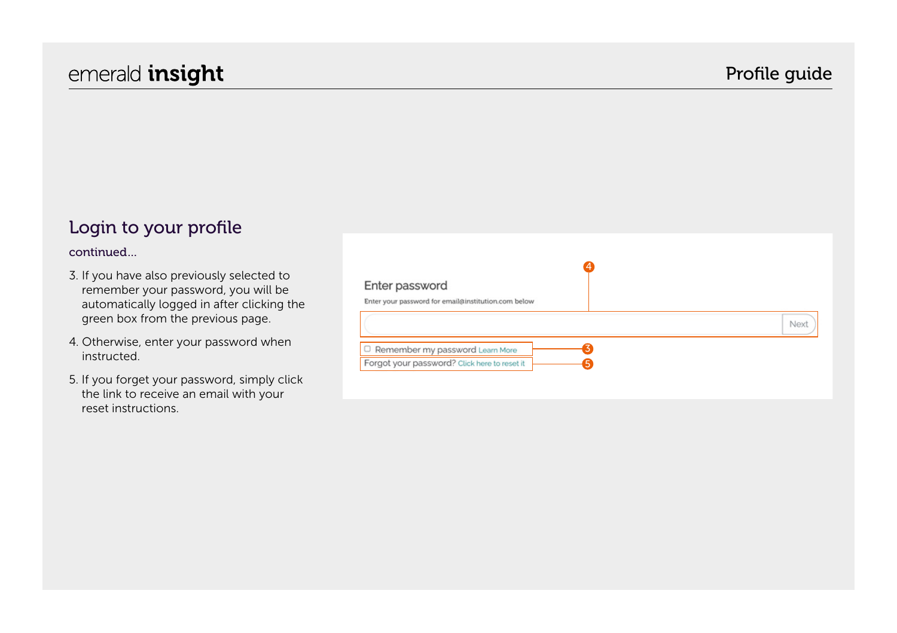## Login to your profile

continued...

3. If you have also previously selected to remember your password, you will be automatically logged in after clicking the green box from the previous page.
4. Otherwise, enter your password when instructed.
5. If you forget your password, simply click the link to receive an email with your reset instructions.

Enter password

Enter your password for email@institution.com below

Next

Remember my password Learn More

Forgot your password? Click here to reset it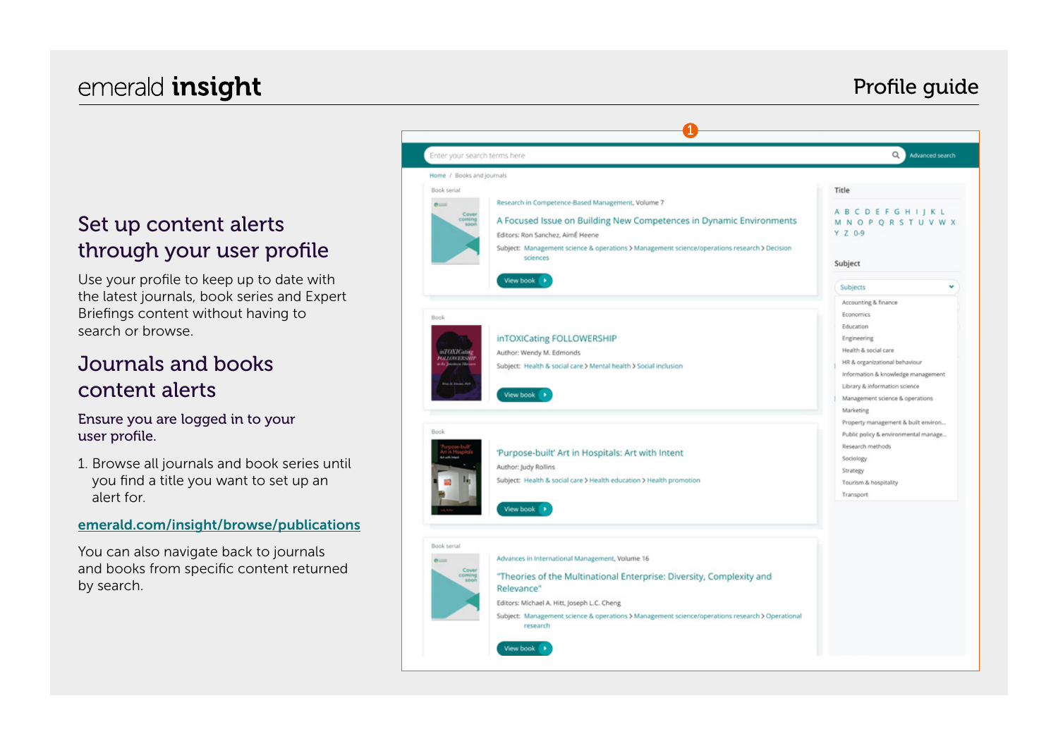## Set up content alerts through your user profile

Use your profile to keep up to date with the latest journals, book series and Expert Briefings content without having to search or browse.

## Journals and books content alerts

### Ensure you are logged in to your user profile.

1. Browse all journals and book series until you find a title you want to set up an alert for.

[emerald.com/insight/browse/publications](emerald.com/insight/browse/publications)

You can also navigate back to journals and books from specific content returned by search.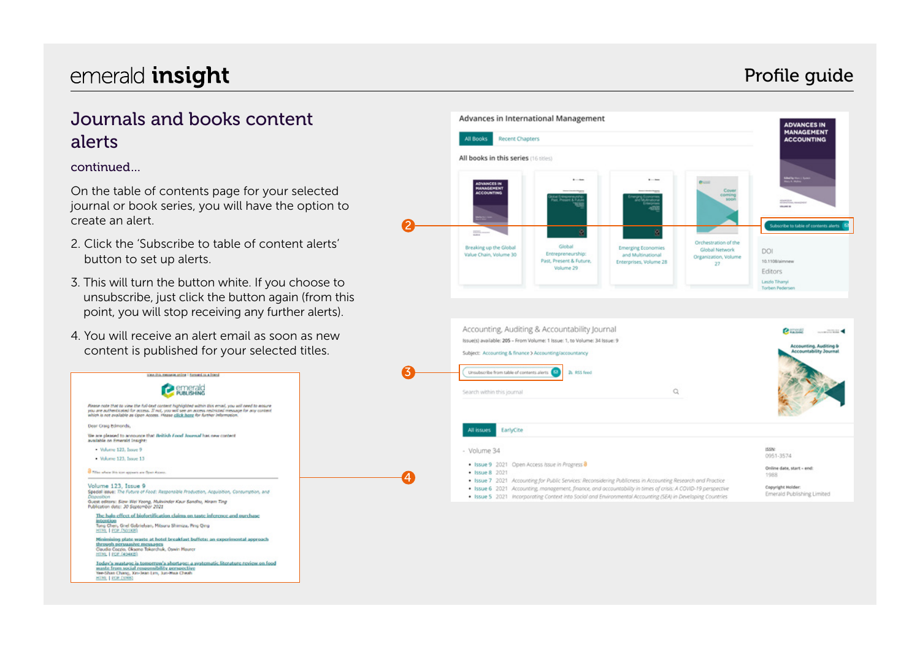## Journals and books content alerts

continued...

On the table of contents page for your selected journal or book series, you will have the option to create an alert.

2. Click the 'Subscribe to table of content alerts' button to set up alerts.

3. This will turn the button white. If you choose to unsubscribe, just click the button again (from this point, you will stop receiving any further alerts).

4. You will receive an alert email as soon as new content is published for your selected titles.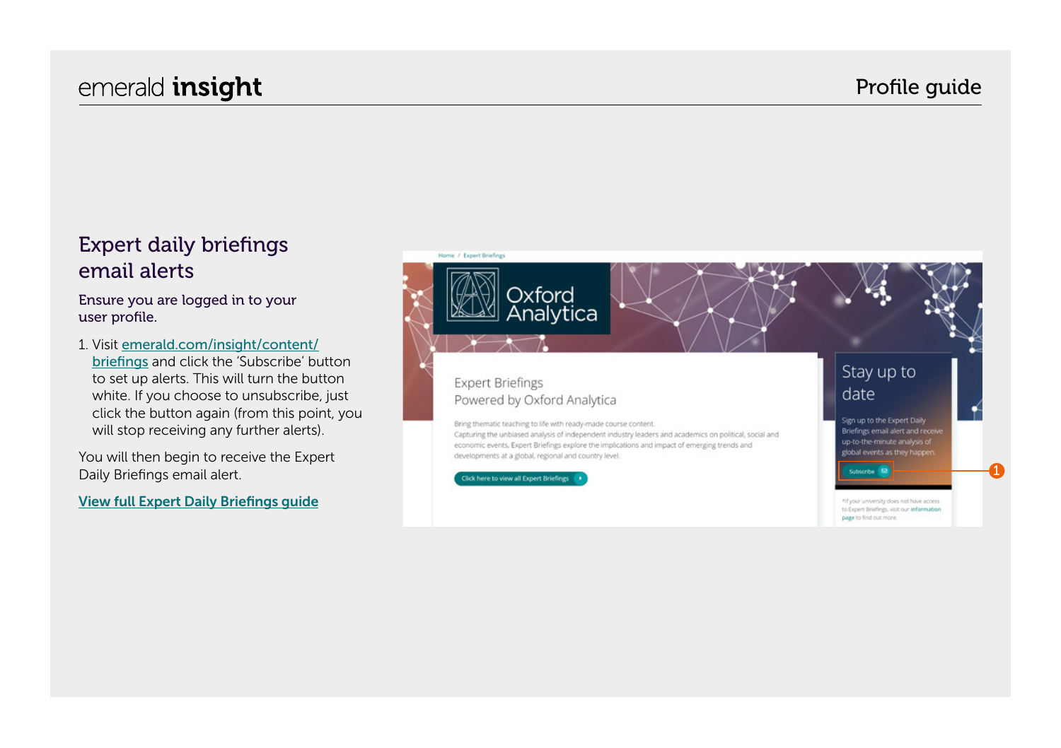## Expert daily briefings email alerts

Ensure you are logged in to your user profile.

1. Visit emerald.com/insight/content/briefings and click the 'Subscribe' button to set up alerts. This will turn the button white. If you choose to unsubscribe, just click the button again (from this point, you will stop receiving any further alerts).

You will then begin to receive the Expert Daily Briefings email alert.

**View full Expert Daily Briefings guide**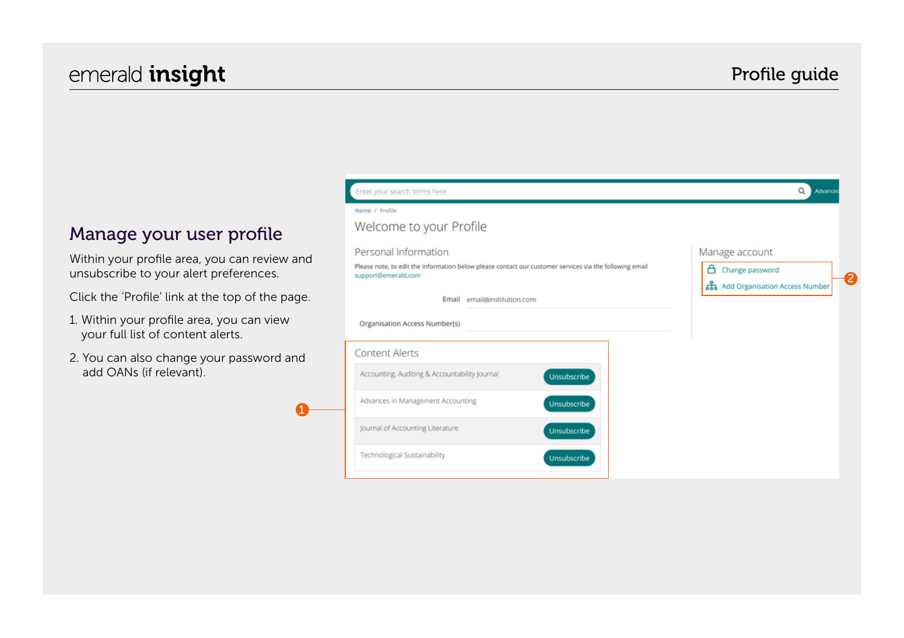## Manage your user profile

Within your profile area, you can review and unsubscribe to your alert preferences.

Click the 'Profile' link at the top of the page.

1. Within your profile area, you can view your full list of content alerts.
2. You can also change your password and add OANs (if relevant).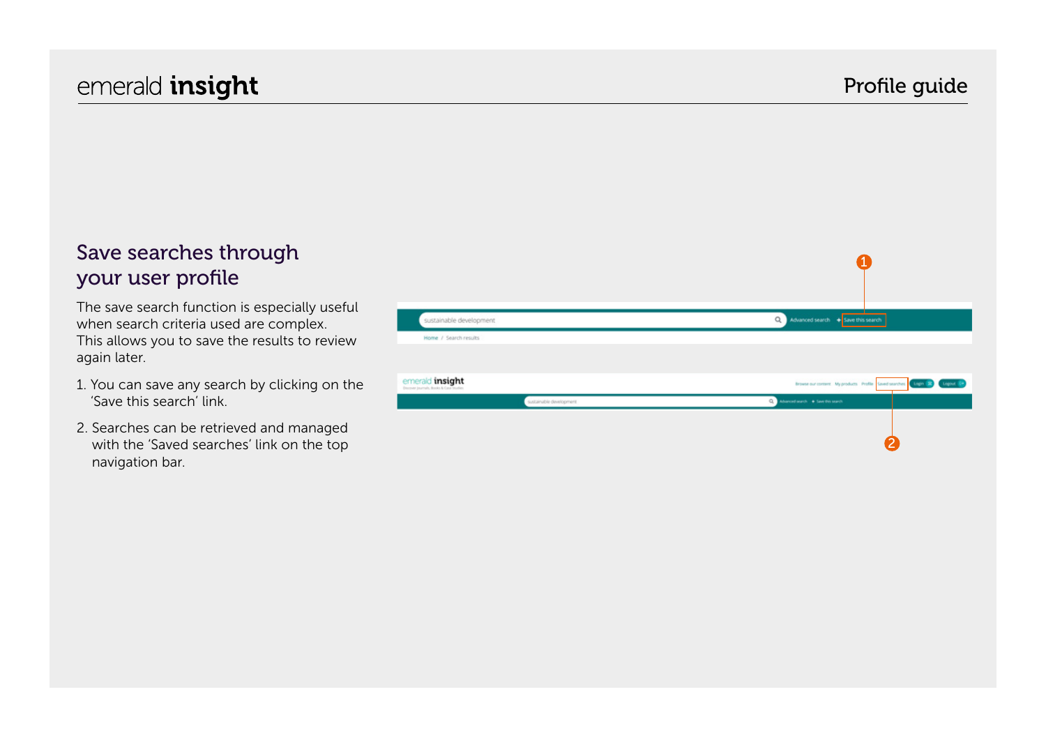## Save searches through your user profile

The save search function is especially useful when search criteria used are complex. This allows you to save the results to review again later.

1. You can save any search by clicking on the 'Save this search' link.
2. Searches can be retrieved and managed with the 'Saved searches' link on the top navigation bar.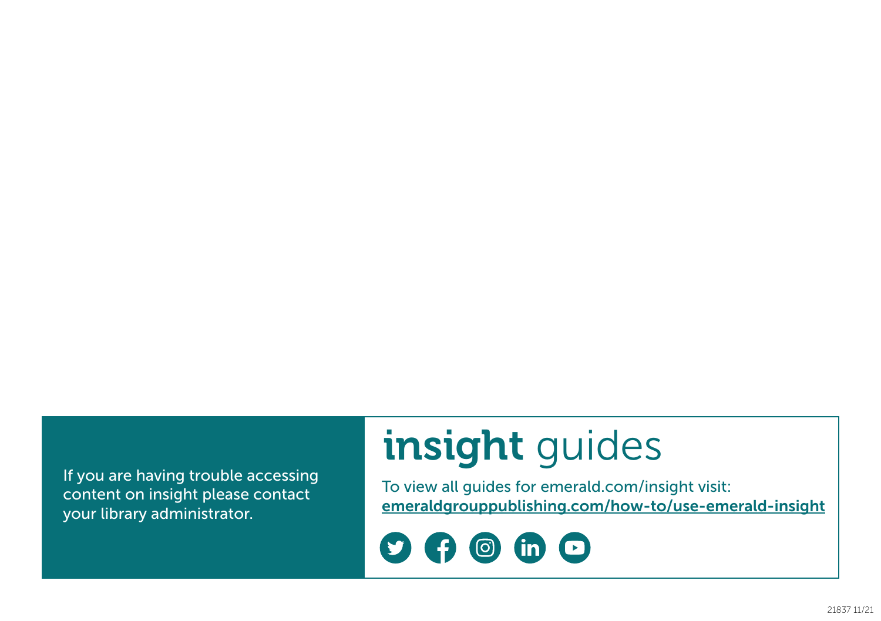If you are having trouble accessing content on insight please contact your library administrator.

# **insight** guides

To view all guides for emerald.com/insight visit:
emeraldgrouppublishing.com/how-to/use-emerald-insight

21837 11/21